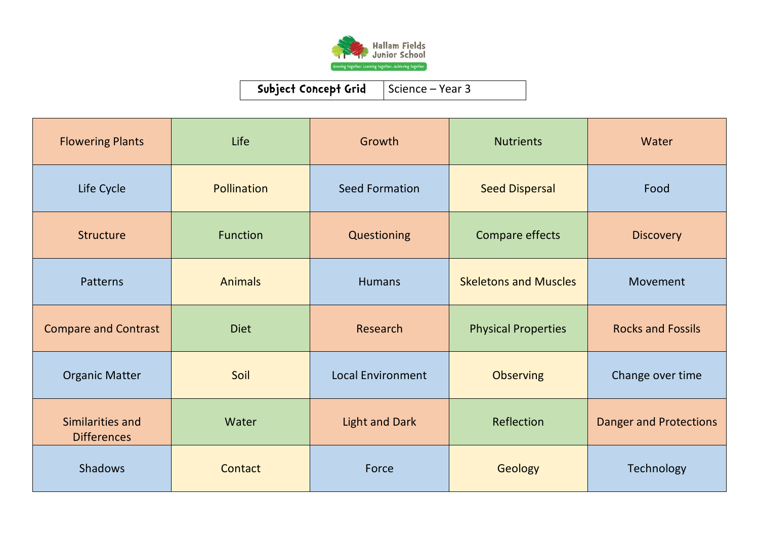Hallam Fields Junior School

Growing together. Learning together. Achieving together

| Subject Concept Grid | Science – Year 3 |
|---|---|

| | | | | |
|---|---|---|---|---|
| Flowering Plants | Life | Growth | Nutrients | Water |
| Life Cycle | Pollination | Seed Formation | Seed Dispersal | Food |
| Structure | Function | Questioning | Compare effects | Discovery |
| Patterns | Animals | Humans | Skeletons and Muscles | Movement |
| Compare and Contrast | Diet | Research | Physical Properties | Rocks and Fossils |
| Organic Matter | Soil | Local Environment | Observing | Change over time |
| Similarities and Differences | Water | Light and Dark | Reflection | Danger and Protections |
| Shadows | Contact | Force | Geology | Technology |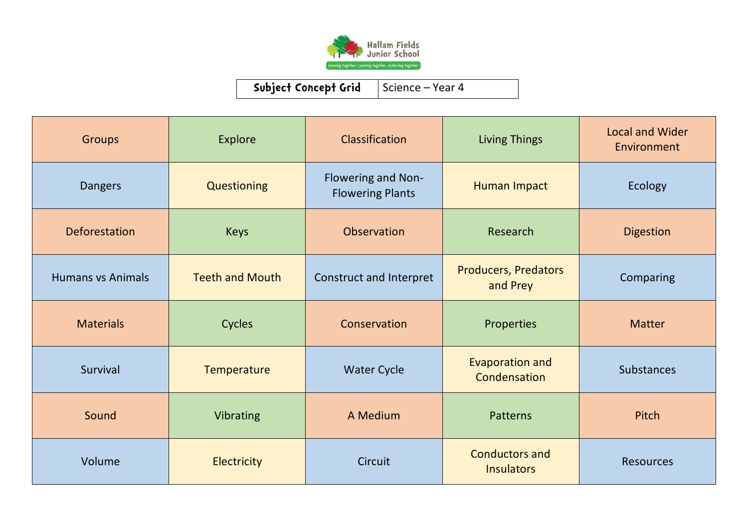Hallam Fields Junior School

Growing together. Learning together. Achieving together

| Subject Concept Grid | Science – Year 4 |
|---|---|

| | | | | |
|---|---|---|---|---|
| Groups | Explore | Classification | Living Things | Local and Wider Environment |
| Dangers | Questioning | Flowering and Non-Flowering Plants | Human Impact | Ecology |
| Deforestation | Keys | Observation | Research | Digestion |
| Humans vs Animals | Teeth and Mouth | Construct and Interpret | Producers, Predators and Prey | Comparing |
| Materials | Cycles | Conservation | Properties | Matter |
| Survival | Temperature | Water Cycle | Evaporation and Condensation | Substances |
| Sound | Vibrating | A Medium | Patterns | Pitch |
| Volume | Electricity | Circuit | Conductors and Insulators | Resources |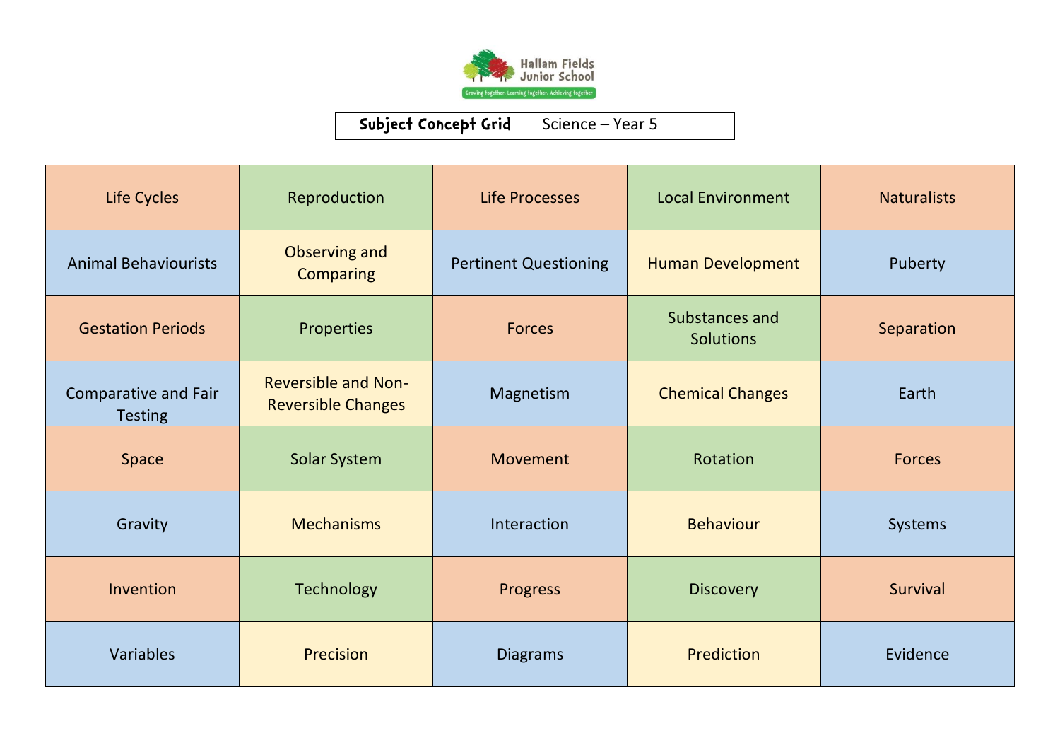Hallam Fields Junior School

Growing together. Learning together. Achieving together

| Subject Concept Grid | Science – Year 5 |
| --- | --- |

| Life Cycles | Reproduction | Life Processes | Local Environment | Naturalists |
| --- | --- | --- | --- | --- |
| Animal Behaviourists | Observing and Comparing | Pertinent Questioning | Human Development | Puberty |
| Gestation Periods | Properties | Forces | Substances and Solutions | Separation |
| Comparative and Fair Testing | Reversible and Non-Reversible Changes | Magnetism | Chemical Changes | Earth |
| Space | Solar System | Movement | Rotation | Forces |
| Gravity | Mechanisms | Interaction | Behaviour | Systems |
| Invention | Technology | Progress | Discovery | Survival |
| Variables | Precision | Diagrams | Prediction | Evidence |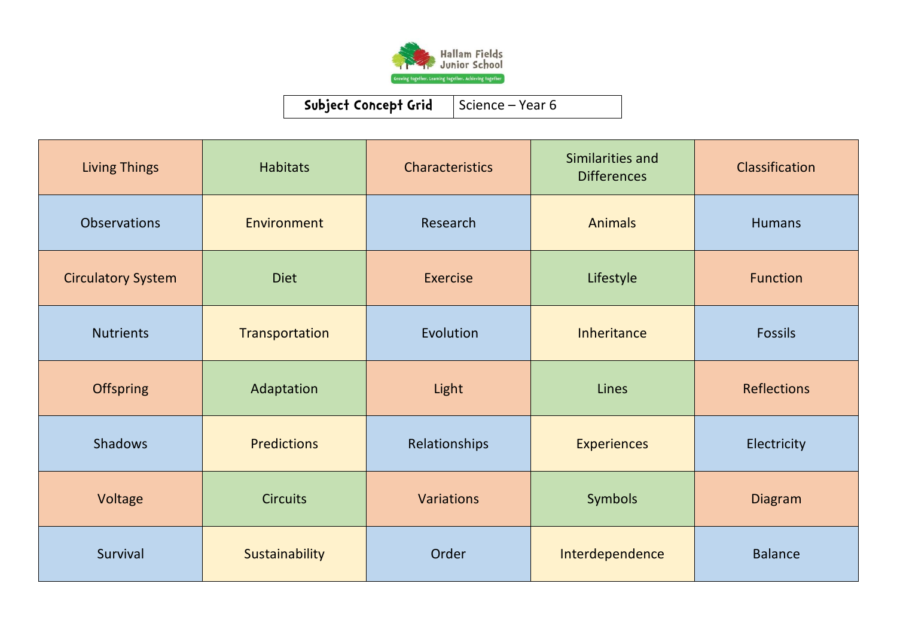Hallam Fields Junior School

Growing together. Learning together. Achieving together

| Subject Concept Grid | Science – Year 6 |
|---|---|

| | | | | |
|---|---|---|---|---|
| Living Things | Habitats | Characteristics | Similarities and Differences | Classification |
| Observations | Environment | Research | Animals | Humans |
| Circulatory System | Diet | Exercise | Lifestyle | Function |
| Nutrients | Transportation | Evolution | Inheritance | Fossils |
| Offspring | Adaptation | Light | Lines | Reflections |
| Shadows | Predictions | Relationships | Experiences | Electricity |
| Voltage | Circuits | Variations | Symbols | Diagram |
| Survival | Sustainability | Order | Interdependence | Balance |